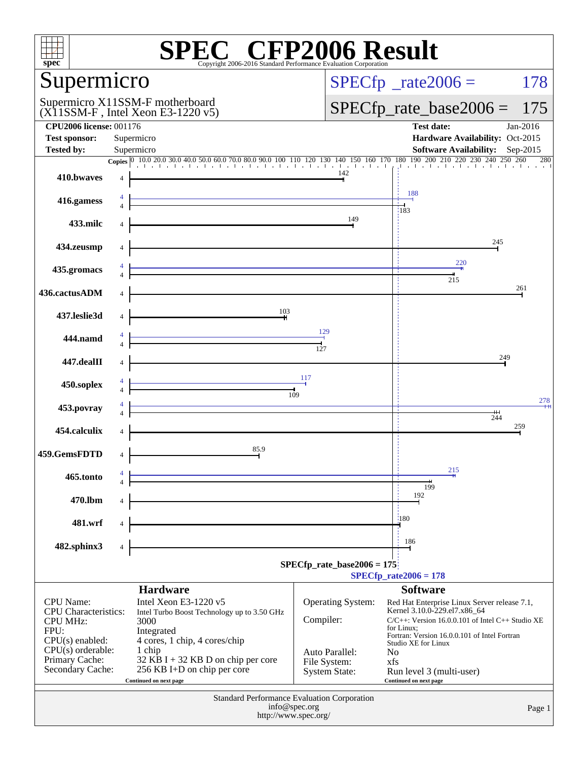# SPEC CFP2006 Result

Copyright 2006-2016 Standard Performance Evaluation Corporation

## Supermicro

Supermicro X11SSM-F motherboard
(X11SSM-F , Intel Xeon E3-1220 v5)

**SPECfp_rate2006 = 178**

**SPECfp_rate_base2006 = 175**

| | | | |
|---|---|---|---|
| **CPU2006 license:** | 001176 | **Test date:** | Jan-2016 |
| **Test sponsor:** | Supermicro | **Hardware Availability:** | Oct-2015 |
| **Tested by:** | Supermicro | **Software Availability:** | Sep-2015 |

| Benchmark | Copies | Peak | Base |
|---|---|---|---|
| 410.bwaves | 4 | | 142 |
| 416.gamess | 4 | 188 | 183 |
| 433.milc | 4 | | 149 |
| 434.zeusmp | 4 | | 245 |
| 435.gromacs | 4 | 220 | 215 |
| 436.cactusADM | 4 | | 261 |
| 437.leslie3d | 4 | | 103 |
| 444.namd | 4 | 129 | 127 |
| 447.dealII | 4 | | 249 |
| 450.soplex | 4 | 117 | 109 |
| 453.povray | 4 | 278 | 244 |
| 454.calculix | 4 | | 259 |
| 459.GemsFDTD | 4 | | 85.9 |
| 465.tonto | 4 | 215 | 199 |
| 470.lbm | 4 | | 192 |
| 481.wrf | 4 | | 180 |
| 482.sphinx3 | 4 | | 186 |

SPECfp_rate_base2006 = 175

SPECfp_rate2006 = 178

### Hardware

| | |
|---|---|
| CPU Name: | Intel Xeon E3-1220 v5 |
| CPU Characteristics: | Intel Turbo Boost Technology up to 3.50 GHz |
| CPU MHz: | 3000 |
| FPU: | Integrated |
| CPU(s) enabled: | 4 cores, 1 chip, 4 cores/chip |
| CPU(s) orderable: | 1 chip |
| Primary Cache: | 32 KB I + 32 KB D on chip per core |
| Secondary Cache: | 256 KB I+D on chip per core |

Continued on next page

### Software

| | |
|---|---|
| Operating System: | Red Hat Enterprise Linux Server release 7.1, Kernel 3.10.0-229.el7.x86_64 |
| Compiler: | C/C++: Version 16.0.0.101 of Intel C++ Studio XE for Linux; Fortran: Version 16.0.0.101 of Intel Fortran Studio XE for Linux |
| Auto Parallel: | No |
| File System: | xfs |
| System State: | Run level 3 (multi-user) |

Continued on next page

Standard Performance Evaluation Corporation
info@spec.org
http://www.spec.org/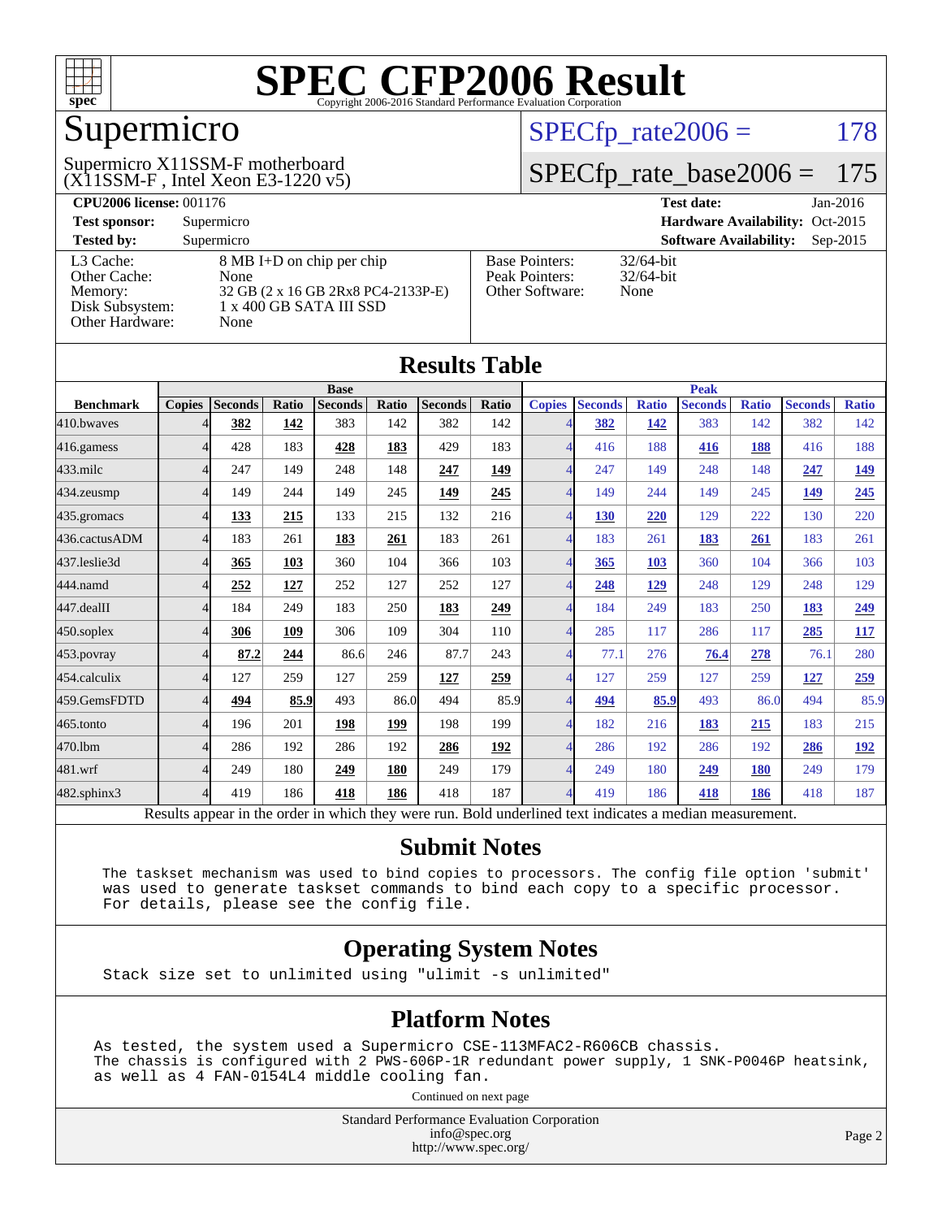# SPEC CFP2006 Result

Copyright 2006-2016 Standard Performance Evaluation Corporation

## Supermicro

Supermicro X11SSM-F motherboard
(X11SSM-F , Intel Xeon E3-1220 v5)

SPECfp_rate2006 = 178

SPECfp_rate_base2006 = 175

| | | | |
|---|---|---|---|
| **CPU2006 license:** 001176 | | **Test date:** | Jan-2016 |
| **Test sponsor:** | Supermicro | **Hardware Availability:** | Oct-2015 |
| **Tested by:** | Supermicro | **Software Availability:** | Sep-2015 |

| | | | |
|---|---|---|---|
| L3 Cache: | 8 MB I+D on chip per chip | Base Pointers: | 32/64-bit |
| Other Cache: | None | Peak Pointers: | 32/64-bit |
| Memory: | 32 GB (2 x 16 GB 2Rx8 PC4-2133P-E) | Other Software: | None |
| Disk Subsystem: | 1 x 400 GB SATA III SSD | | |
| Other Hardware: | None | | |

## Results Table

| Benchmark | Base | | | | | | | Peak | | | | | | |
|---|---|---|---|---|---|---|---|---|---|---|---|---|---|---|
| | Copies | Seconds | Ratio | Seconds | Ratio | Seconds | Ratio | Copies | Seconds | Ratio | Seconds | Ratio | Seconds | Ratio |
| 410.bwaves | 4 | **382** | **142** | 383 | 142 | 382 | 142 | 4 | **382** | **142** | 383 | 142 | 382 | 142 |
| 416.gamess | 4 | 428 | 183 | **428** | **183** | 429 | 183 | 4 | 416 | 188 | **416** | **188** | 416 | 188 |
| 433.milc | 4 | 247 | 149 | 248 | 148 | **247** | **149** | 4 | 247 | 149 | 248 | 148 | **247** | **149** |
| 434.zeusmp | 4 | 149 | 244 | 149 | 245 | **149** | **245** | 4 | 149 | 244 | 149 | 245 | **149** | **245** |
| 435.gromacs | 4 | **133** | **215** | 133 | 215 | 132 | 216 | 4 | **130** | **220** | 129 | 222 | 130 | 220 |
| 436.cactusADM | 4 | 183 | 261 | **183** | **261** | 183 | 261 | 4 | 183 | 261 | **183** | **261** | 183 | 261 |
| 437.leslie3d | 4 | **365** | **103** | 360 | 104 | 366 | 103 | 4 | **365** | **103** | 360 | 104 | 366 | 103 |
| 444.namd | 4 | **252** | **127** | 252 | 127 | 252 | 127 | 4 | **248** | **129** | 248 | 129 | 248 | 129 |
| 447.dealII | 4 | 184 | 249 | 183 | 250 | **183** | **249** | 4 | 184 | 249 | 183 | 250 | **183** | **249** |
| 450.soplex | 4 | **306** | **109** | 306 | 109 | 304 | 110 | 4 | 285 | 117 | 286 | 117 | **285** | **117** |
| 453.povray | 4 | **87.2** | **244** | 86.6 | 246 | 87.7 | 243 | 4 | 77.1 | 276 | **76.4** | **278** | 76.1 | 280 |
| 454.calculix | 4 | 127 | 259 | 127 | 259 | **127** | **259** | 4 | 127 | 259 | 127 | 259 | **127** | **259** |
| 459.GemsFDTD | 4 | **494** | **85.9** | 493 | 86.0 | 494 | 85.9 | 4 | **494** | **85.9** | 493 | 86.0 | 494 | 85.9 |
| 465.tonto | 4 | 196 | 201 | **198** | **199** | 198 | 199 | 4 | 182 | 216 | **183** | **215** | 183 | 215 |
| 470.lbm | 4 | 286 | 192 | 286 | 192 | **286** | **192** | 4 | 286 | 192 | 286 | 192 | **286** | **192** |
| 481.wrf | 4 | 249 | 180 | **249** | **180** | 249 | 179 | 4 | 249 | 180 | **249** | **180** | 249 | 179 |
| 482.sphinx3 | 4 | 419 | 186 | **418** | **186** | 418 | 187 | 4 | 419 | 186 | **418** | **186** | 418 | 187 |

Results appear in the order in which they were run. Bold underlined text indicates a median measurement.

## Submit Notes

```
The taskset mechanism was used to bind copies to processors. The config file option 'submit'
was used to generate taskset commands to bind each copy to a specific processor.
For details, please see the config file.
```

## Operating System Notes

```
Stack size set to unlimited using "ulimit -s unlimited"
```

## Platform Notes

```
As tested, the system used a Supermicro CSE-113MFAC2-R606CB chassis.
The chassis is configured with 2 PWS-606P-1R redundant power supply, 1 SNK-P0046P heatsink,
as well as 4 FAN-0154L4 middle cooling fan.
```

Continued on next page

Standard Performance Evaluation Corporation
info@spec.org
http://www.spec.org/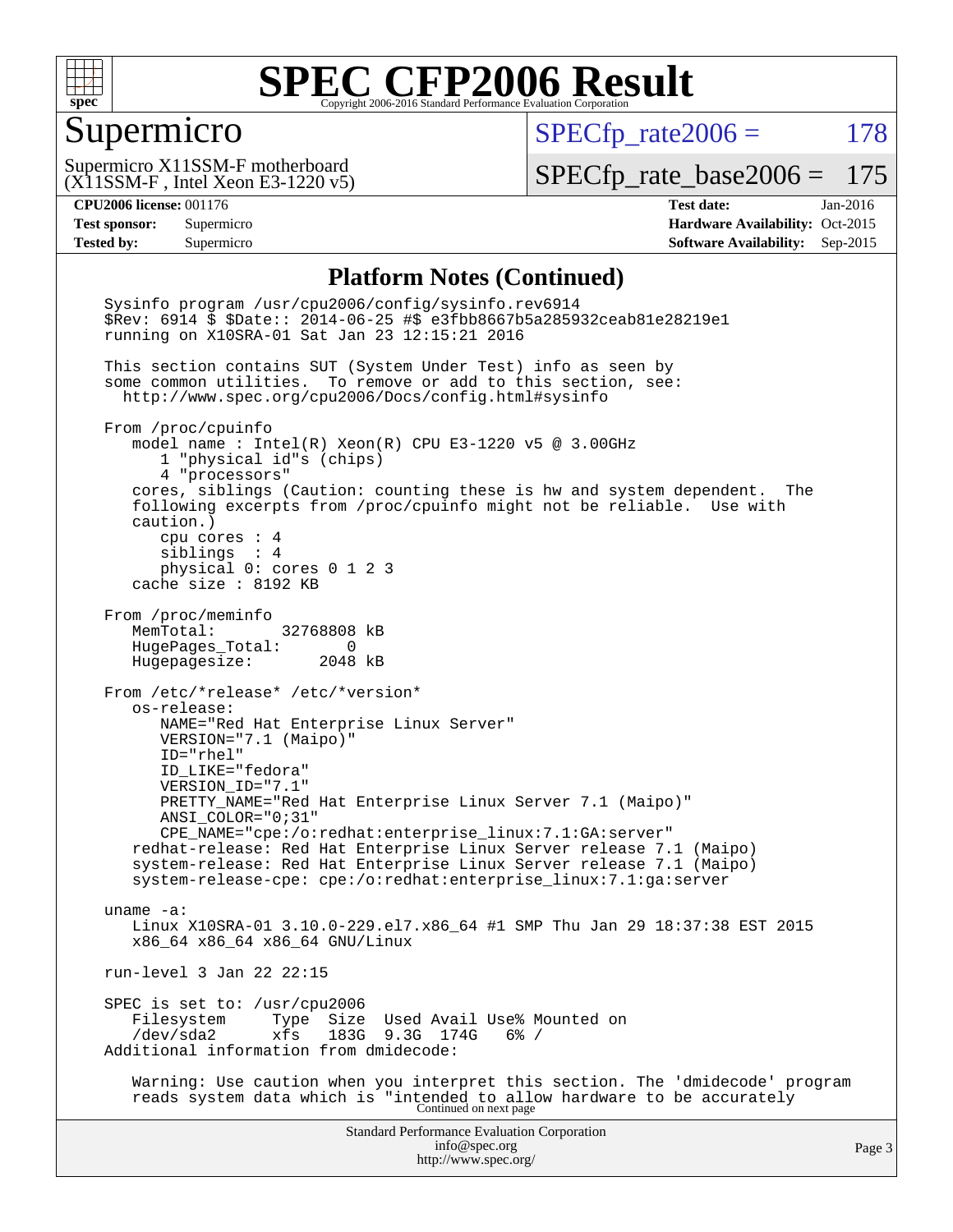# SPEC CFP2006 Result

Copyright 2006-2016 Standard Performance Evaluation Corporation

## Supermicro

Supermicro X11SSM-F motherboard
(X11SSM-F , Intel Xeon E3-1220 v5)

SPECfp_rate2006 = 178

SPECfp_rate_base2006 = 175

| | | | |
|---|---|---|---|
| **CPU2006 license:** 001176 | | **Test date:** | Jan-2016 |
| **Test sponsor:** | Supermicro | **Hardware Availability:** | Oct-2015 |
| **Tested by:** | Supermicro | **Software Availability:** | Sep-2015 |

### Platform Notes (Continued)

```
Sysinfo program /usr/cpu2006/config/sysinfo.rev6914
$Rev: 6914 $ $Date:: 2014-06-25 #$ e3fbb8667b5a285932ceab81e28219e1
running on X10SRA-01 Sat Jan 23 12:15:21 2016

This section contains SUT (System Under Test) info as seen by
some common utilities.  To remove or add to this section, see:
  http://www.spec.org/cpu2006/Docs/config.html#sysinfo

From /proc/cpuinfo
   model name : Intel(R) Xeon(R) CPU E3-1220 v5 @ 3.00GHz
      1 "physical id"s (chips)
      4 "processors"
   cores, siblings (Caution: counting these is hw and system dependent.  The
   following excerpts from /proc/cpuinfo might not be reliable.  Use with
   caution.)
      cpu cores : 4
      siblings  : 4
      physical 0: cores 0 1 2 3
   cache size : 8192 KB

From /proc/meminfo
   MemTotal:       32768808 kB
   HugePages_Total:       0
   Hugepagesize:       2048 kB

From /etc/*release* /etc/*version*
   os-release:
      NAME="Red Hat Enterprise Linux Server"
      VERSION="7.1 (Maipo)"
      ID="rhel"
      ID_LIKE="fedora"
      VERSION_ID="7.1"
      PRETTY_NAME="Red Hat Enterprise Linux Server 7.1 (Maipo)"
      ANSI_COLOR="0;31"
      CPE_NAME="cpe:/o:redhat:enterprise_linux:7.1:GA:server"
   redhat-release: Red Hat Enterprise Linux Server release 7.1 (Maipo)
   system-release: Red Hat Enterprise Linux Server release 7.1 (Maipo)
   system-release-cpe: cpe:/o:redhat:enterprise_linux:7.1:ga:server

uname -a:
   Linux X10SRA-01 3.10.0-229.el7.x86_64 #1 SMP Thu Jan 29 18:37:38 EST 2015
   x86_64 x86_64 x86_64 GNU/Linux

run-level 3 Jan 22 22:15

SPEC is set to: /usr/cpu2006
   Filesystem     Type  Size  Used Avail Use% Mounted on
   /dev/sda2      xfs   183G  9.3G  174G   6% /
Additional information from dmidecode:

   Warning: Use caution when you interpret this section. The 'dmidecode' program
   reads system data which is "intended to allow hardware to be accurately
```

Continued on next page

Standard Performance Evaluation Corporation
info@spec.org
http://www.spec.org/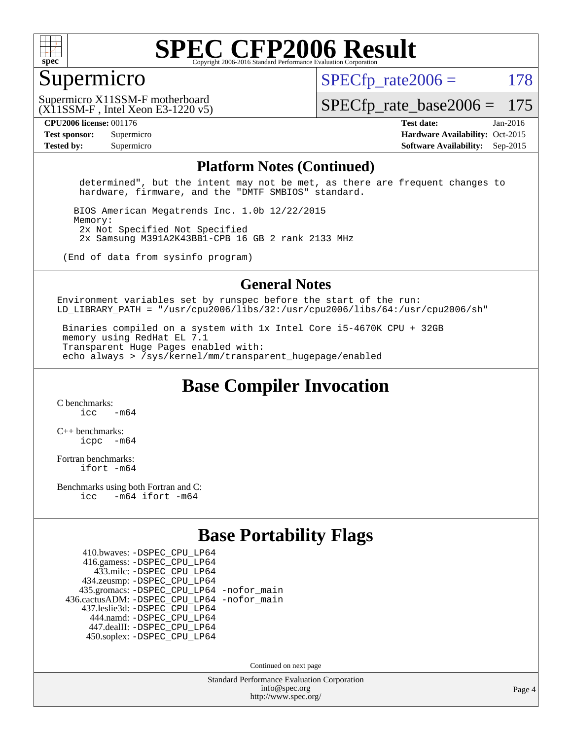# SPEC CFP2006 Result

Copyright 2006-2016 Standard Performance Evaluation Corporation

## Supermicro

Supermicro X11SSM-F motherboard
(X11SSM-F , Intel Xeon E3-1220 v5)

SPECfp_rate2006 = 178

SPECfp_rate_base2006 = 175

**CPU2006 license:** 001176
**Test sponsor:** Supermicro
**Tested by:** Supermicro

**Test date:** Jan-2016
**Hardware Availability:** Oct-2015
**Software Availability:** Sep-2015

## Platform Notes (Continued)

```
 determined", but the intent may not be met, as there are frequent changes to
 hardware, firmware, and the "DMTF SMBIOS" standard.

BIOS American Megatrends Inc. 1.0b 12/22/2015
Memory:
 2x Not Specified Not Specified
 2x Samsung M391A2K43BB1-CPB 16 GB 2 rank 2133 MHz

(End of data from sysinfo program)
```

## General Notes

```
Environment variables set by runspec before the start of the run:
LD_LIBRARY_PATH = "/usr/cpu2006/libs/32:/usr/cpu2006/libs/64:/usr/cpu2006/sh"

 Binaries compiled on a system with 1x Intel Core i5-4670K CPU + 32GB
 memory using RedHat EL 7.1
 Transparent Huge Pages enabled with:
 echo always > /sys/kernel/mm/transparent_hugepage/enabled
```

## Base Compiler Invocation

C benchmarks:
```
icc   -m64
```

C++ benchmarks:
```
icpc  -m64
```

Fortran benchmarks:
```
ifort -m64
```

Benchmarks using both Fortran and C:
```
icc   -m64 ifort -m64
```

## Base Portability Flags

```
     410.bwaves: -DSPEC_CPU_LP64
     416.gamess: -DSPEC_CPU_LP64
       433.milc: -DSPEC_CPU_LP64
     434.zeusmp: -DSPEC_CPU_LP64
    435.gromacs: -DSPEC_CPU_LP64 -nofor_main
 436.cactusADM: -DSPEC_CPU_LP64 -nofor_main
    437.leslie3d: -DSPEC_CPU_LP64
      444.namd: -DSPEC_CPU_LP64
     447.dealII: -DSPEC_CPU_LP64
     450.soplex: -DSPEC_CPU_LP64
```

Continued on next page

Standard Performance Evaluation Corporation
info@spec.org
http://www.spec.org/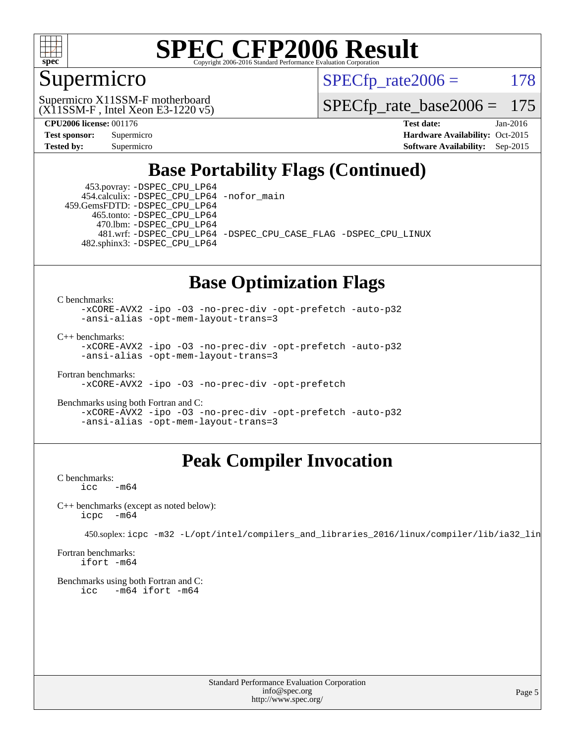# SPEC CFP2006 Result

Copyright 2006-2016 Standard Performance Evaluation Corporation

## Supermicro

Supermicro X11SSM-F motherboard
(X11SSM-F , Intel Xeon E3-1220 v5)

SPECfp_rate2006 = 178

SPECfp_rate_base2006 = 175

**CPU2006 license:** 001176 **Test date:** Jan-2016
**Test sponsor:** Supermicro **Hardware Availability:** Oct-2015
**Tested by:** Supermicro **Software Availability:** Sep-2015

## Base Portability Flags (Continued)

453.povray: `-DSPEC_CPU_LP64`
454.calculix: `-DSPEC_CPU_LP64 -nofor_main`
459.GemsFDTD: `-DSPEC_CPU_LP64`
465.tonto: `-DSPEC_CPU_LP64`
470.lbm: `-DSPEC_CPU_LP64`
481.wrf: `-DSPEC_CPU_LP64 -DSPEC_CPU_CASE_FLAG -DSPEC_CPU_LINUX`
482.sphinx3: `-DSPEC_CPU_LP64`

## Base Optimization Flags

C benchmarks:
```
-xCORE-AVX2 -ipo -O3 -no-prec-div -opt-prefetch -auto-p32
-ansi-alias -opt-mem-layout-trans=3
```

C++ benchmarks:
```
-xCORE-AVX2 -ipo -O3 -no-prec-div -opt-prefetch -auto-p32
-ansi-alias -opt-mem-layout-trans=3
```

Fortran benchmarks:
```
-xCORE-AVX2 -ipo -O3 -no-prec-div -opt-prefetch
```

Benchmarks using both Fortran and C:
```
-xCORE-AVX2 -ipo -O3 -no-prec-div -opt-prefetch -auto-p32
-ansi-alias -opt-mem-layout-trans=3
```

## Peak Compiler Invocation

C benchmarks:
```
icc   -m64
```

C++ benchmarks (except as noted below):
```
icpc  -m64
```

450.soplex: `icpc -m32 -L/opt/intel/compilers_and_libraries_2016/linux/compiler/lib/ia32_lin`

Fortran benchmarks:
```
ifort -m64
```

Benchmarks using both Fortran and C:
```
icc   -m64 ifort -m64
```

Standard Performance Evaluation Corporation
info@spec.org
http://www.spec.org/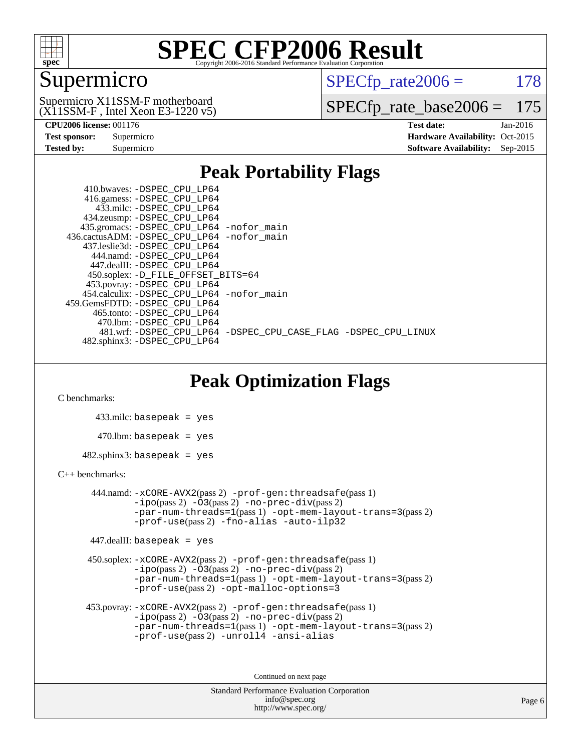# SPEC CFP2006 Result

Copyright 2006-2016 Standard Performance Evaluation Corporation

## Supermicro

Supermicro X11SSM-F motherboard
(X11SSM-F , Intel Xeon E3-1220 v5)

SPECfp_rate2006 = 178

SPECfp_rate_base2006 = 175

| | | | |
|---|---|---|---|
| **CPU2006 license:** 001176 | | **Test date:** | Jan-2016 |
| **Test sponsor:** | Supermicro | **Hardware Availability:** | Oct-2015 |
| **Tested by:** | Supermicro | **Software Availability:** | Sep-2015 |

## Peak Portability Flags

410.bwaves: -DSPEC_CPU_LP64
416.gamess: -DSPEC_CPU_LP64
433.milc: -DSPEC_CPU_LP64
434.zeusmp: -DSPEC_CPU_LP64
435.gromacs: -DSPEC_CPU_LP64 -nofor_main
436.cactusADM: -DSPEC_CPU_LP64 -nofor_main
437.leslie3d: -DSPEC_CPU_LP64
444.namd: -DSPEC_CPU_LP64
447.dealII: -DSPEC_CPU_LP64
450.soplex: -D_FILE_OFFSET_BITS=64
453.povray: -DSPEC_CPU_LP64
454.calculix: -DSPEC_CPU_LP64 -nofor_main
459.GemsFDTD: -DSPEC_CPU_LP64
465.tonto: -DSPEC_CPU_LP64
470.lbm: -DSPEC_CPU_LP64
481.wrf: -DSPEC_CPU_LP64 -DSPEC_CPU_CASE_FLAG -DSPEC_CPU_LINUX
482.sphinx3: -DSPEC_CPU_LP64

## Peak Optimization Flags

C benchmarks:

433.milc: basepeak = yes

470.lbm: basepeak = yes

482.sphinx3: basepeak = yes

C++ benchmarks:

444.namd: -xCORE-AVX2(pass 2) -prof-gen:threadsafe(pass 1) -ipo(pass 2) -O3(pass 2) -no-prec-div(pass 2) -par-num-threads=1(pass 1) -opt-mem-layout-trans=3(pass 2) -prof-use(pass 2) -fno-alias -auto-ilp32

447.dealII: basepeak = yes

450.soplex: -xCORE-AVX2(pass 2) -prof-gen:threadsafe(pass 1) -ipo(pass 2) -O3(pass 2) -no-prec-div(pass 2) -par-num-threads=1(pass 1) -opt-mem-layout-trans=3(pass 2) -prof-use(pass 2) -opt-malloc-options=3

453.povray: -xCORE-AVX2(pass 2) -prof-gen:threadsafe(pass 1) -ipo(pass 2) -O3(pass 2) -no-prec-div(pass 2) -par-num-threads=1(pass 1) -opt-mem-layout-trans=3(pass 2) -prof-use(pass 2) -unroll4 -ansi-alias

Continued on next page

Standard Performance Evaluation Corporation
info@spec.org
http://www.spec.org/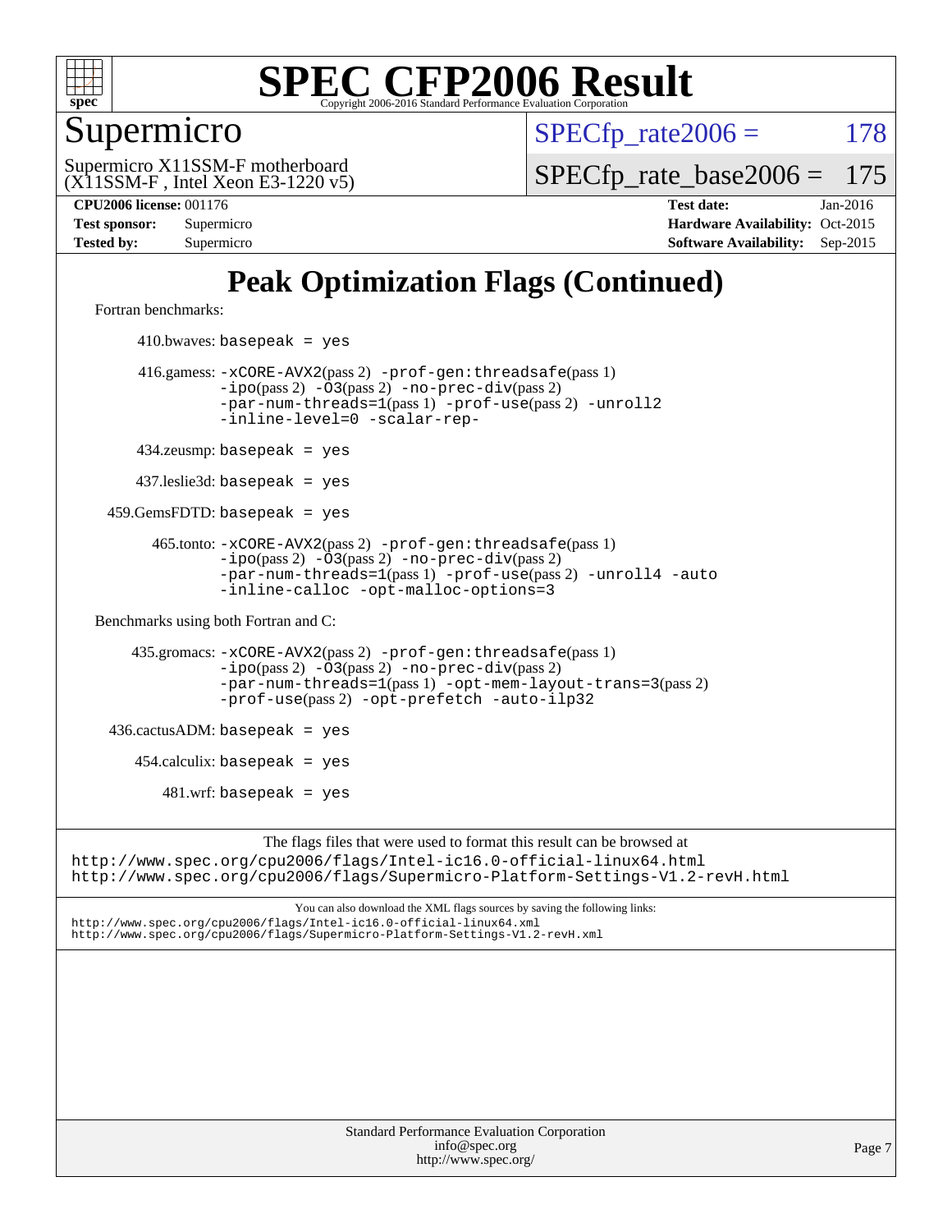# SPEC CFP2006 Result

Copyright 2006-2016 Standard Performance Evaluation Corporation

## Supermicro

Supermicro X11SSM-F motherboard
(X11SSM-F , Intel Xeon E3-1220 v5)

SPECfp_rate2006 = 178

SPECfp_rate_base2006 = 175

| | | | |
|---|---|---|---|
| **CPU2006 license:** | 001176 | **Test date:** | Jan-2016 |
| **Test sponsor:** | Supermicro | **Hardware Availability:** | Oct-2015 |
| **Tested by:** | Supermicro | **Software Availability:** | Sep-2015 |

# Peak Optimization Flags (Continued)

Fortran benchmarks:

410.bwaves: `basepeak = yes`

416.gamess: `-xCORE-AVX2`(pass 2) `-prof-gen:threadsafe`(pass 1) `-ipo`(pass 2) `-O3`(pass 2) `-no-prec-div`(pass 2) `-par-num-threads=1`(pass 1) `-prof-use`(pass 2) `-unroll2` `-inline-level=0` `-scalar-rep-`

434.zeusmp: `basepeak = yes`

437.leslie3d: `basepeak = yes`

459.GemsFDTD: `basepeak = yes`

465.tonto: `-xCORE-AVX2`(pass 2) `-prof-gen:threadsafe`(pass 1) `-ipo`(pass 2) `-O3`(pass 2) `-no-prec-div`(pass 2) `-par-num-threads=1`(pass 1) `-prof-use`(pass 2) `-unroll4` `-auto` `-inline-calloc` `-opt-malloc-options=3`

Benchmarks using both Fortran and C:

435.gromacs: `-xCORE-AVX2`(pass 2) `-prof-gen:threadsafe`(pass 1) `-ipo`(pass 2) `-O3`(pass 2) `-no-prec-div`(pass 2) `-par-num-threads=1`(pass 1) `-opt-mem-layout-trans=3`(pass 2) `-prof-use`(pass 2) `-opt-prefetch` `-auto-ilp32`

436.cactusADM: `basepeak = yes`

454.calculix: `basepeak = yes`

481.wrf: `basepeak = yes`

The flags files that were used to format this result can be browsed at
http://www.spec.org/cpu2006/flags/Intel-ic16.0-official-linux64.html
http://www.spec.org/cpu2006/flags/Supermicro-Platform-Settings-V1.2-revH.html

You can also download the XML flags sources by saving the following links:
http://www.spec.org/cpu2006/flags/Intel-ic16.0-official-linux64.xml
http://www.spec.org/cpu2006/flags/Supermicro-Platform-Settings-V1.2-revH.xml

Standard Performance Evaluation Corporation
info@spec.org
http://www.spec.org/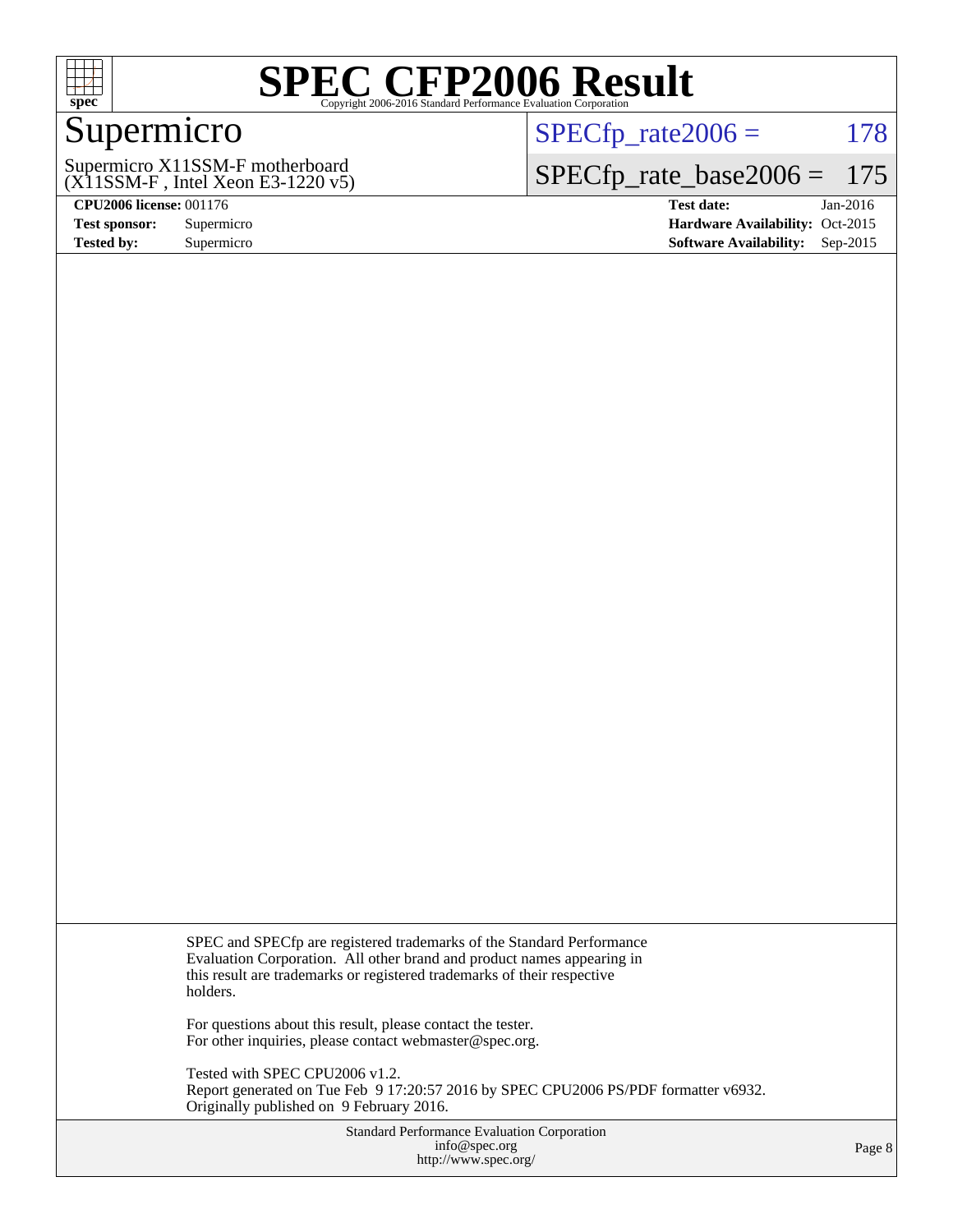SPEC and SPECfp are registered trademarks of the Standard Performance Evaluation Corporation. All other brand and product names appearing in this result are trademarks or registered trademarks of their respective holders.

For questions about this result, please contact the tester.
For other inquiries, please contact webmaster@spec.org.

Tested with SPEC CPU2006 v1.2.
Report generated on Tue Feb 9 17:20:57 2016 by SPEC CPU2006 PS/PDF formatter v6932.
Originally published on 9 February 2016.